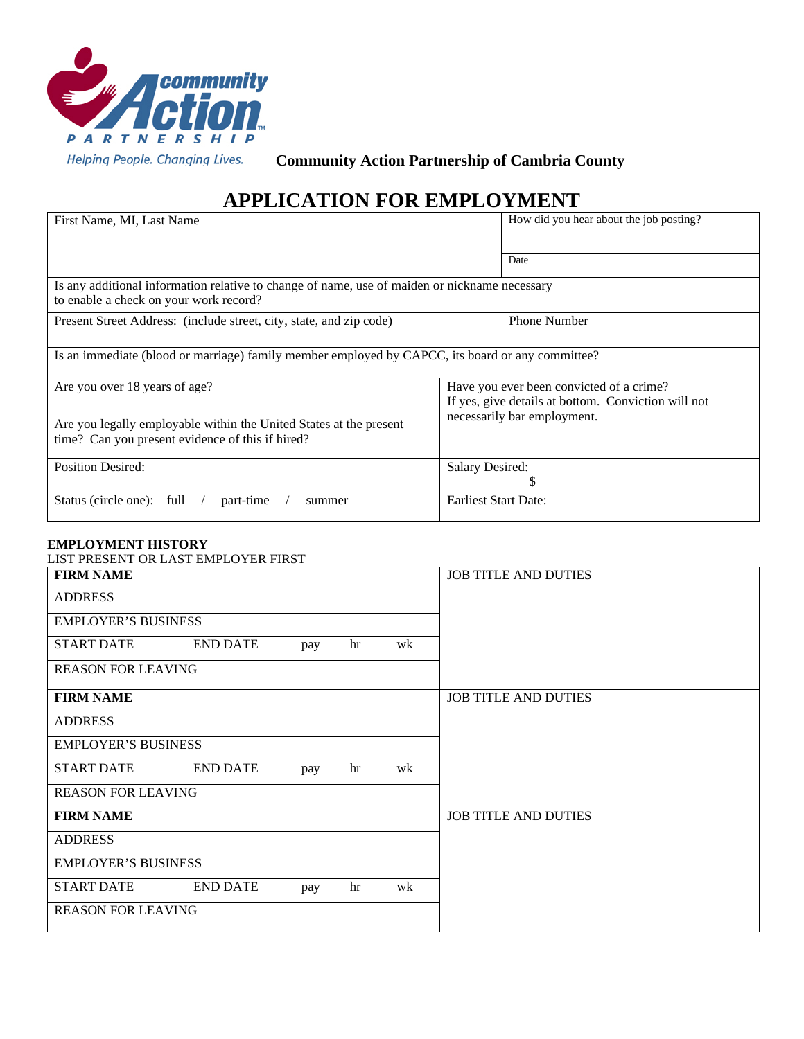community Action PARTNERSHIP

Helping People. Changing Lives.

**Community Action Partnership of Cambria County**

# APPLICATION FOR EMPLOYMENT

| First Name, MI, Last Name | How did you hear about the job posting? |
|---|---|
| | Date |
| Is any additional information relative to change of name, use of maiden or nickname necessary to enable a check on your work record? | |
| Present Street Address: (include street, city, state, and zip code) | Phone Number |
| Is an immediate (blood or marriage) family member employed by CAPCC, its board or any committee? | |
| Are you over 18 years of age? | Have you ever been convicted of a crime? If yes, give details at bottom. Conviction will not necessarily bar employment. |
| Are you legally employable within the United States at the present time? Can you present evidence of this if hired? | |
| Position Desired: | Salary Desired: $ |
| Status (circle one): full / part-time / summer | Earliest Start Date: |

**EMPLOYMENT HISTORY**

LIST PRESENT OR LAST EMPLOYER FIRST

| **FIRM NAME** | JOB TITLE AND DUTIES |
|---|---|
| ADDRESS | |
| EMPLOYER'S BUSINESS | |
| START DATE END DATE pay hr wk | |
| REASON FOR LEAVING | |
| **FIRM NAME** | JOB TITLE AND DUTIES |
| ADDRESS | |
| EMPLOYER'S BUSINESS | |
| START DATE END DATE pay hr wk | |
| REASON FOR LEAVING | |
| **FIRM NAME** | JOB TITLE AND DUTIES |
| ADDRESS | |
| EMPLOYER'S BUSINESS | |
| START DATE END DATE pay hr wk | |
| REASON FOR LEAVING | |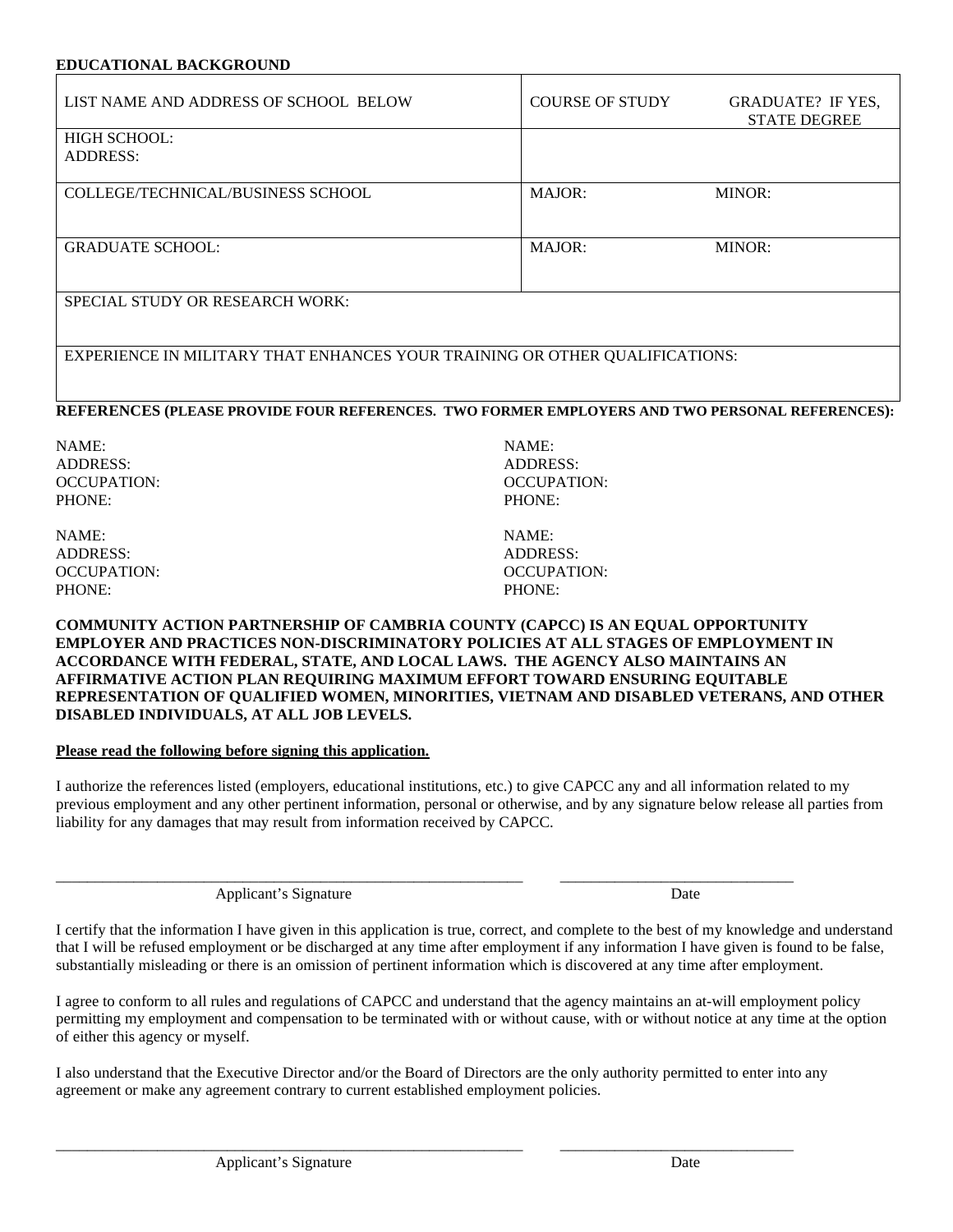**EDUCATIONAL BACKGROUND**

| LIST NAME AND ADDRESS OF SCHOOL BELOW | COURSE OF STUDY | GRADUATE? IF YES, STATE DEGREE |
|---|---|---|
| HIGH SCHOOL:<br>ADDRESS: | | |
| COLLEGE/TECHNICAL/BUSINESS SCHOOL | MAJOR: | MINOR: |
| GRADUATE SCHOOL: | MAJOR: | MINOR: |
| SPECIAL STUDY OR RESEARCH WORK: | | |
| EXPERIENCE IN MILITARY THAT ENHANCES YOUR TRAINING OR OTHER QUALIFICATIONS: | | |

**REFERENCES (PLEASE PROVIDE FOUR REFERENCES. TWO FORMER EMPLOYERS AND TWO PERSONAL REFERENCES):**

NAME:
ADDRESS:
OCCUPATION:
PHONE:

NAME:
ADDRESS:
OCCUPATION:
PHONE:

NAME:
ADDRESS:
OCCUPATION:
PHONE:

NAME:
ADDRESS:
OCCUPATION:
PHONE:

**COMMUNITY ACTION PARTNERSHIP OF CAMBRIA COUNTY (CAPCC) IS AN EQUAL OPPORTUNITY EMPLOYER AND PRACTICES NON-DISCRIMINATORY POLICIES AT ALL STAGES OF EMPLOYMENT IN ACCORDANCE WITH FEDERAL, STATE, AND LOCAL LAWS. THE AGENCY ALSO MAINTAINS AN AFFIRMATIVE ACTION PLAN REQUIRING MAXIMUM EFFORT TOWARD ENSURING EQUITABLE REPRESENTATION OF QUALIFIED WOMEN, MINORITIES, VIETNAM AND DISABLED VETERANS, AND OTHER DISABLED INDIVIDUALS, AT ALL JOB LEVELS.**

**Please read the following before signing this application.**

I authorize the references listed (employers, educational institutions, etc.) to give CAPCC any and all information related to my previous employment and any other pertinent information, personal or otherwise, and by any signature below release all parties from liability for any damages that may result from information received by CAPCC.

_____________________________________________ Applicant's Signature

_______________________ Date

I certify that the information I have given in this application is true, correct, and complete to the best of my knowledge and understand that I will be refused employment or be discharged at any time after employment if any information I have given is found to be false, substantially misleading or there is an omission of pertinent information which is discovered at any time after employment.

I agree to conform to all rules and regulations of CAPCC and understand that the agency maintains an at-will employment policy permitting my employment and compensation to be terminated with or without cause, with or without notice at any time at the option of either this agency or myself.

I also understand that the Executive Director and/or the Board of Directors are the only authority permitted to enter into any agreement or make any agreement contrary to current established employment policies.

_____________________________________________ Applicant's Signature

_______________________ Date